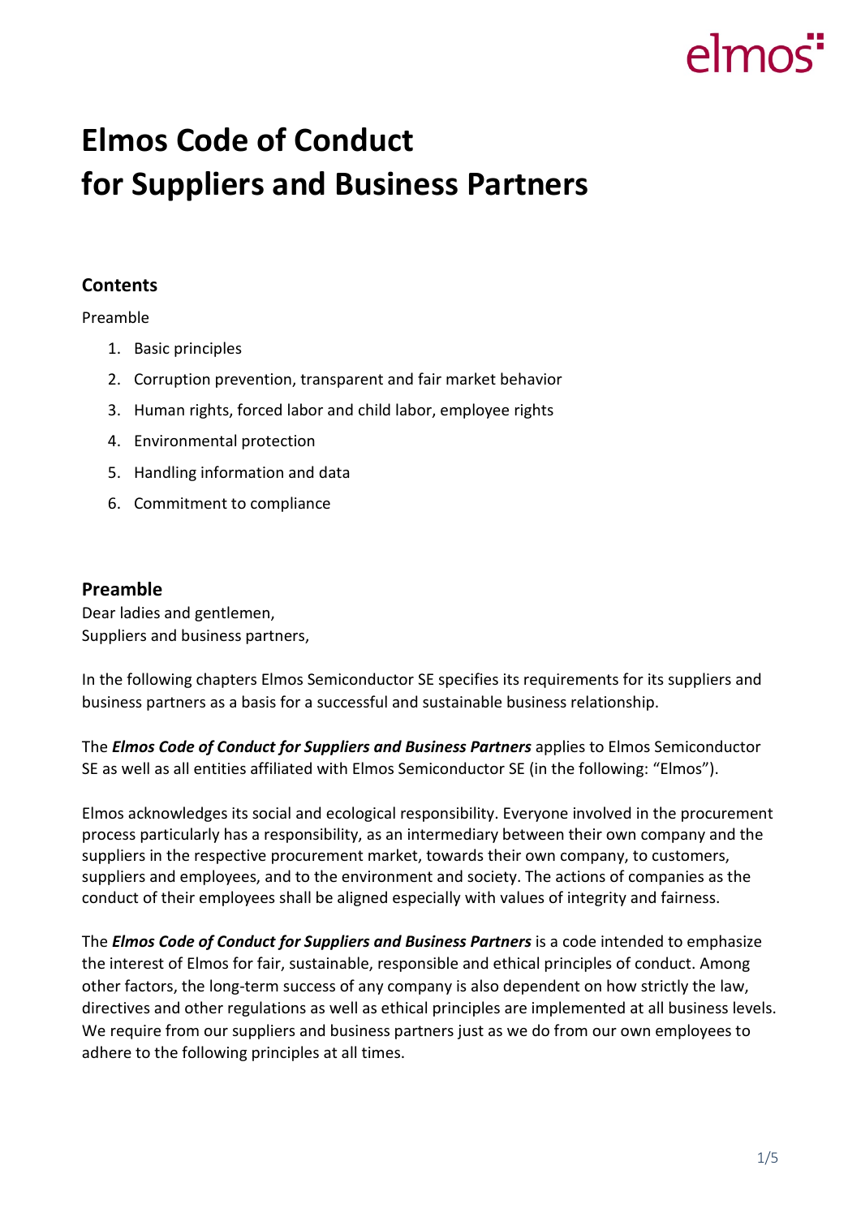# Elmos Code of Conduct for Suppliers and Business Partners

## Contents

Preamble

1. Basic principles
2. Corruption prevention, transparent and fair market behavior
3. Human rights, forced labor and child labor, employee rights
4. Environmental protection
5. Handling information and data
6. Commitment to compliance

## Preamble

Dear ladies and gentlemen,
Suppliers and business partners,

In the following chapters Elmos Semiconductor SE specifies its requirements for its suppliers and business partners as a basis for a successful and sustainable business relationship.

The ***Elmos Code of Conduct for Suppliers and Business Partners*** applies to Elmos Semiconductor SE as well as all entities affiliated with Elmos Semiconductor SE (in the following: "Elmos").

Elmos acknowledges its social and ecological responsibility. Everyone involved in the procurement process particularly has a responsibility, as an intermediary between their own company and the suppliers in the respective procurement market, towards their own company, to customers, suppliers and employees, and to the environment and society. The actions of companies as the conduct of their employees shall be aligned especially with values of integrity and fairness.

The ***Elmos Code of Conduct for Suppliers and Business Partners*** is a code intended to emphasize the interest of Elmos for fair, sustainable, responsible and ethical principles of conduct. Among other factors, the long-term success of any company is also dependent on how strictly the law, directives and other regulations as well as ethical principles are implemented at all business levels. We require from our suppliers and business partners just as we do from our own employees to adhere to the following principles at all times.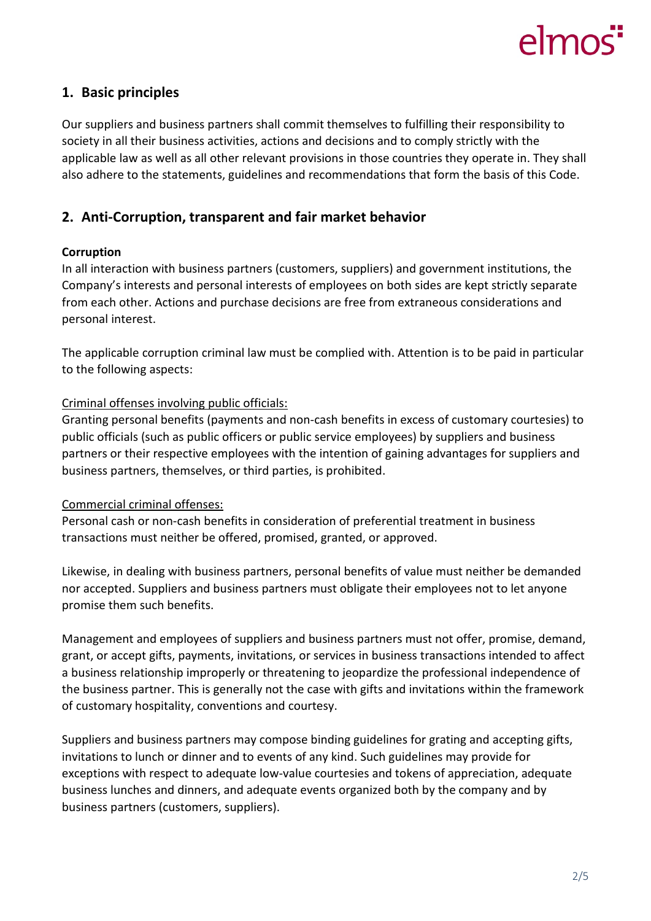## 1. Basic principles

Our suppliers and business partners shall commit themselves to fulfilling their responsibility to society in all their business activities, actions and decisions and to comply strictly with the applicable law as well as all other relevant provisions in those countries they operate in. They shall also adhere to the statements, guidelines and recommendations that form the basis of this Code.

## 2. Anti-Corruption, transparent and fair market behavior

**Corruption**

In all interaction with business partners (customers, suppliers) and government institutions, the Company's interests and personal interests of employees on both sides are kept strictly separate from each other. Actions and purchase decisions are free from extraneous considerations and personal interest.

The applicable corruption criminal law must be complied with. Attention is to be paid in particular to the following aspects:

Criminal offenses involving public officials:

Granting personal benefits (payments and non-cash benefits in excess of customary courtesies) to public officials (such as public officers or public service employees) by suppliers and business partners or their respective employees with the intention of gaining advantages for suppliers and business partners, themselves, or third parties, is prohibited.

Commercial criminal offenses:

Personal cash or non-cash benefits in consideration of preferential treatment in business transactions must neither be offered, promised, granted, or approved.

Likewise, in dealing with business partners, personal benefits of value must neither be demanded nor accepted. Suppliers and business partners must obligate their employees not to let anyone promise them such benefits.

Management and employees of suppliers and business partners must not offer, promise, demand, grant, or accept gifts, payments, invitations, or services in business transactions intended to affect a business relationship improperly or threatening to jeopardize the professional independence of the business partner. This is generally not the case with gifts and invitations within the framework of customary hospitality, conventions and courtesy.

Suppliers and business partners may compose binding guidelines for grating and accepting gifts, invitations to lunch or dinner and to events of any kind. Such guidelines may provide for exceptions with respect to adequate low-value courtesies and tokens of appreciation, adequate business lunches and dinners, and adequate events organized both by the company and by business partners (customers, suppliers).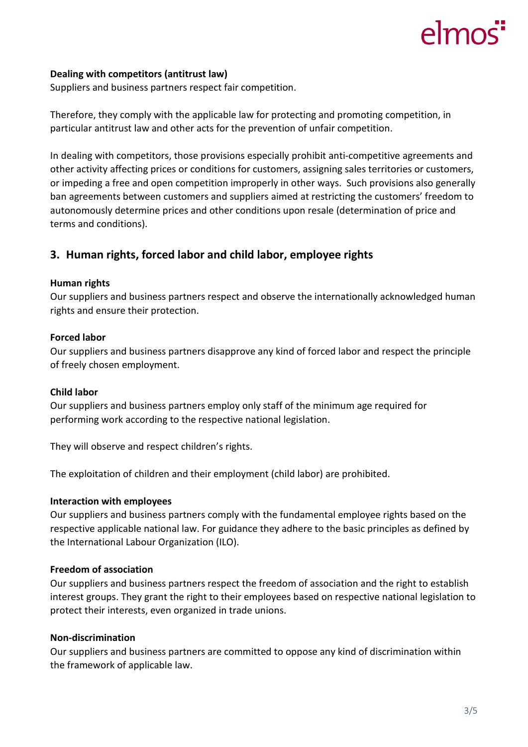**Dealing with competitors (antitrust law)**
Suppliers and business partners respect fair competition.

Therefore, they comply with the applicable law for protecting and promoting competition, in particular antitrust law and other acts for the prevention of unfair competition.

In dealing with competitors, those provisions especially prohibit anti-competitive agreements and other activity affecting prices or conditions for customers, assigning sales territories or customers, or impeding a free and open competition improperly in other ways. Such provisions also generally ban agreements between customers and suppliers aimed at restricting the customers' freedom to autonomously determine prices and other conditions upon resale (determination of price and terms and conditions).

## 3. Human rights, forced labor and child labor, employee rights

**Human rights**
Our suppliers and business partners respect and observe the internationally acknowledged human rights and ensure their protection.

**Forced labor**
Our suppliers and business partners disapprove any kind of forced labor and respect the principle of freely chosen employment.

**Child labor**
Our suppliers and business partners employ only staff of the minimum age required for performing work according to the respective national legislation.

They will observe and respect children's rights.

The exploitation of children and their employment (child labor) are prohibited.

**Interaction with employees**
Our suppliers and business partners comply with the fundamental employee rights based on the respective applicable national law. For guidance they adhere to the basic principles as defined by the International Labour Organization (ILO).

**Freedom of association**
Our suppliers and business partners respect the freedom of association and the right to establish interest groups. They grant the right to their employees based on respective national legislation to protect their interests, even organized in trade unions.

**Non-discrimination**
Our suppliers and business partners are committed to oppose any kind of discrimination within the framework of applicable law.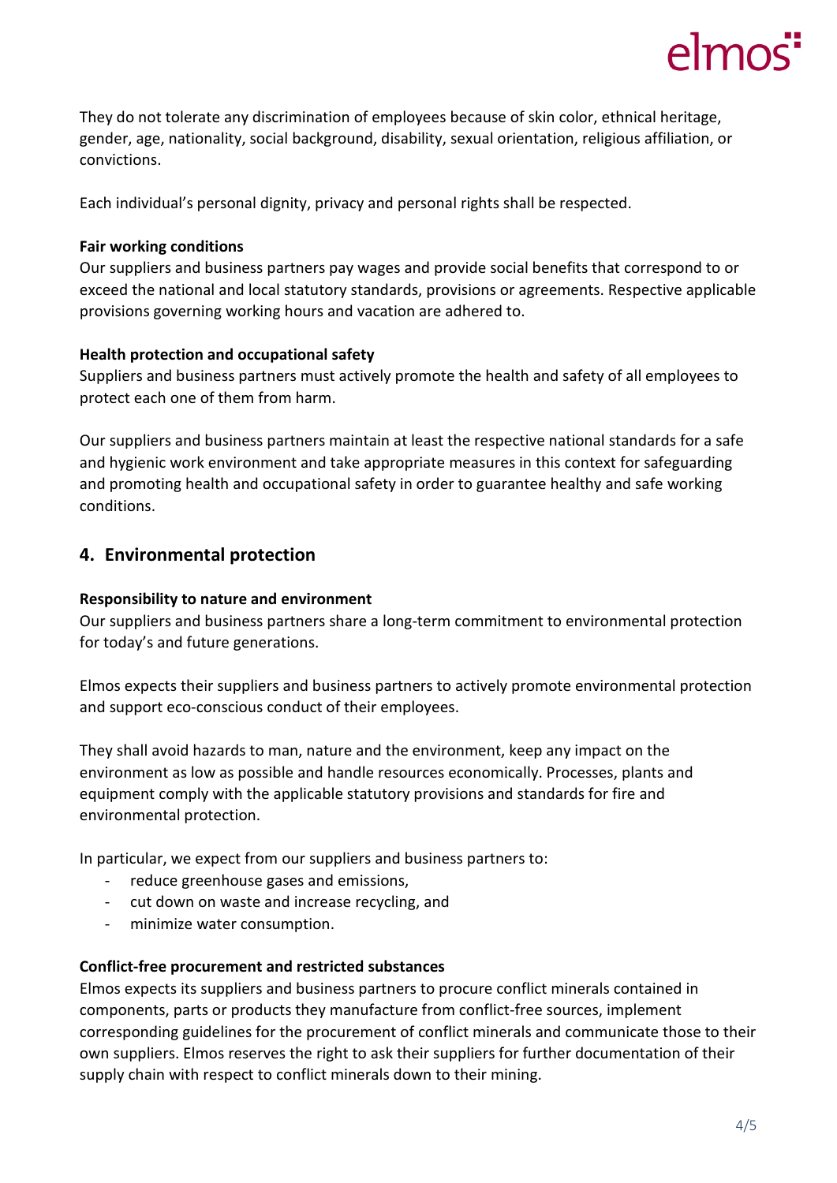They do not tolerate any discrimination of employees because of skin color, ethnical heritage, gender, age, nationality, social background, disability, sexual orientation, religious affiliation, or convictions.

Each individual's personal dignity, privacy and personal rights shall be respected.

**Fair working conditions**
Our suppliers and business partners pay wages and provide social benefits that correspond to or exceed the national and local statutory standards, provisions or agreements. Respective applicable provisions governing working hours and vacation are adhered to.

**Health protection and occupational safety**
Suppliers and business partners must actively promote the health and safety of all employees to protect each one of them from harm.

Our suppliers and business partners maintain at least the respective national standards for a safe and hygienic work environment and take appropriate measures in this context for safeguarding and promoting health and occupational safety in order to guarantee healthy and safe working conditions.

## 4. Environmental protection

**Responsibility to nature and environment**
Our suppliers and business partners share a long-term commitment to environmental protection for today's and future generations.

Elmos expects their suppliers and business partners to actively promote environmental protection and support eco-conscious conduct of their employees.

They shall avoid hazards to man, nature and the environment, keep any impact on the environment as low as possible and handle resources economically. Processes, plants and equipment comply with the applicable statutory provisions and standards for fire and environmental protection.

In particular, we expect from our suppliers and business partners to:

- reduce greenhouse gases and emissions,
- cut down on waste and increase recycling, and
- minimize water consumption.

**Conflict-free procurement and restricted substances**
Elmos expects its suppliers and business partners to procure conflict minerals contained in components, parts or products they manufacture from conflict-free sources, implement corresponding guidelines for the procurement of conflict minerals and communicate those to their own suppliers. Elmos reserves the right to ask their suppliers for further documentation of their supply chain with respect to conflict minerals down to their mining.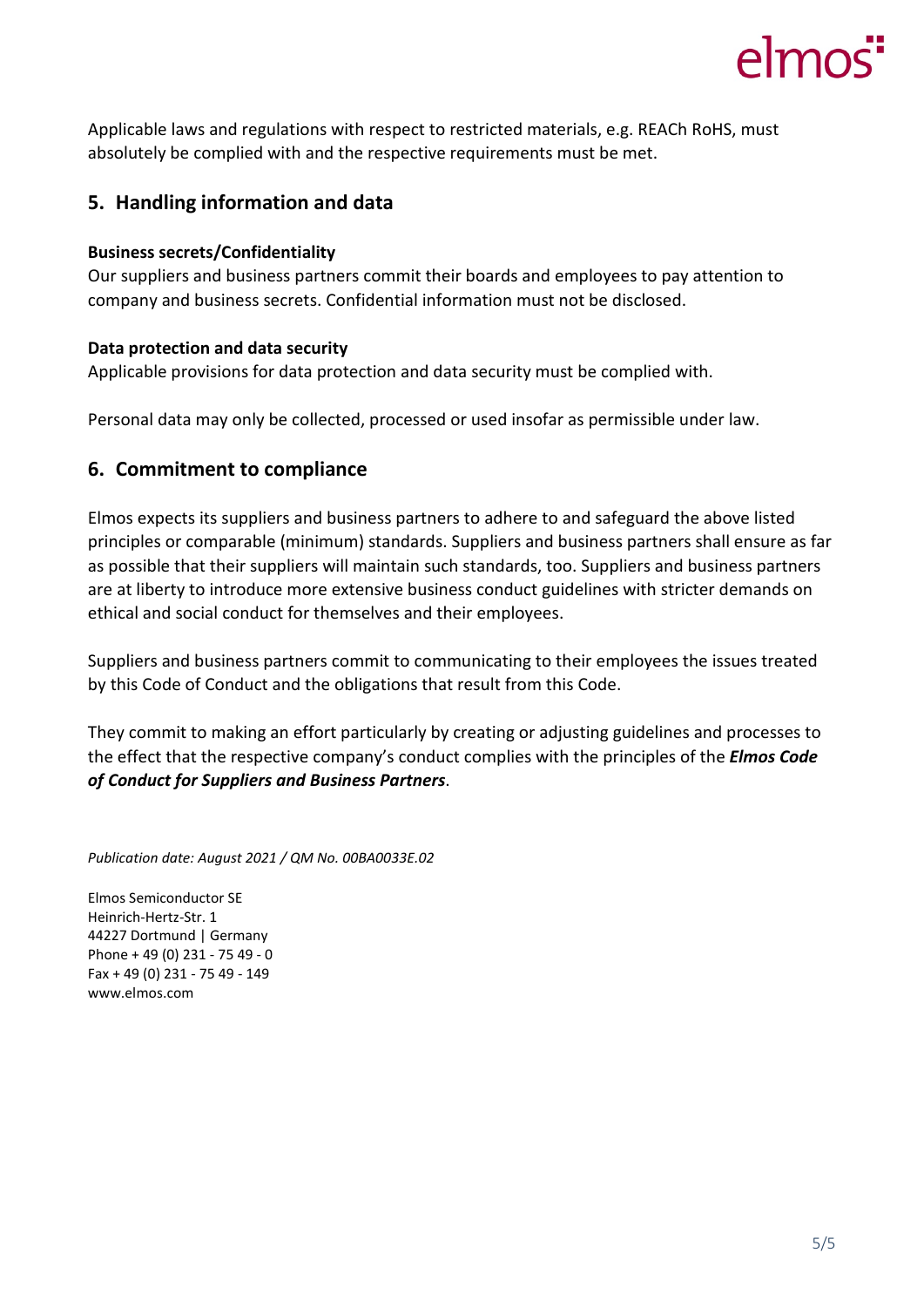Applicable laws and regulations with respect to restricted materials, e.g. REACh RoHS, must absolutely be complied with and the respective requirements must be met.

## 5. Handling information and data

**Business secrets/Confidentiality**

Our suppliers and business partners commit their boards and employees to pay attention to company and business secrets. Confidential information must not be disclosed.

**Data protection and data security**

Applicable provisions for data protection and data security must be complied with.

Personal data may only be collected, processed or used insofar as permissible under law.

## 6. Commitment to compliance

Elmos expects its suppliers and business partners to adhere to and safeguard the above listed principles or comparable (minimum) standards. Suppliers and business partners shall ensure as far as possible that their suppliers will maintain such standards, too. Suppliers and business partners are at liberty to introduce more extensive business conduct guidelines with stricter demands on ethical and social conduct for themselves and their employees.

Suppliers and business partners commit to communicating to their employees the issues treated by this Code of Conduct and the obligations that result from this Code.

They commit to making an effort particularly by creating or adjusting guidelines and processes to the effect that the respective company's conduct complies with the principles of the ***Elmos Code of Conduct for Suppliers and Business Partners***.

*Publication date: August 2021 / QM No. 00BA0033E.02*

Elmos Semiconductor SE
Heinrich-Hertz-Str. 1
44227 Dortmund | Germany
Phone + 49 (0) 231 - 75 49 - 0
Fax + 49 (0) 231 - 75 49 - 149
www.elmos.com